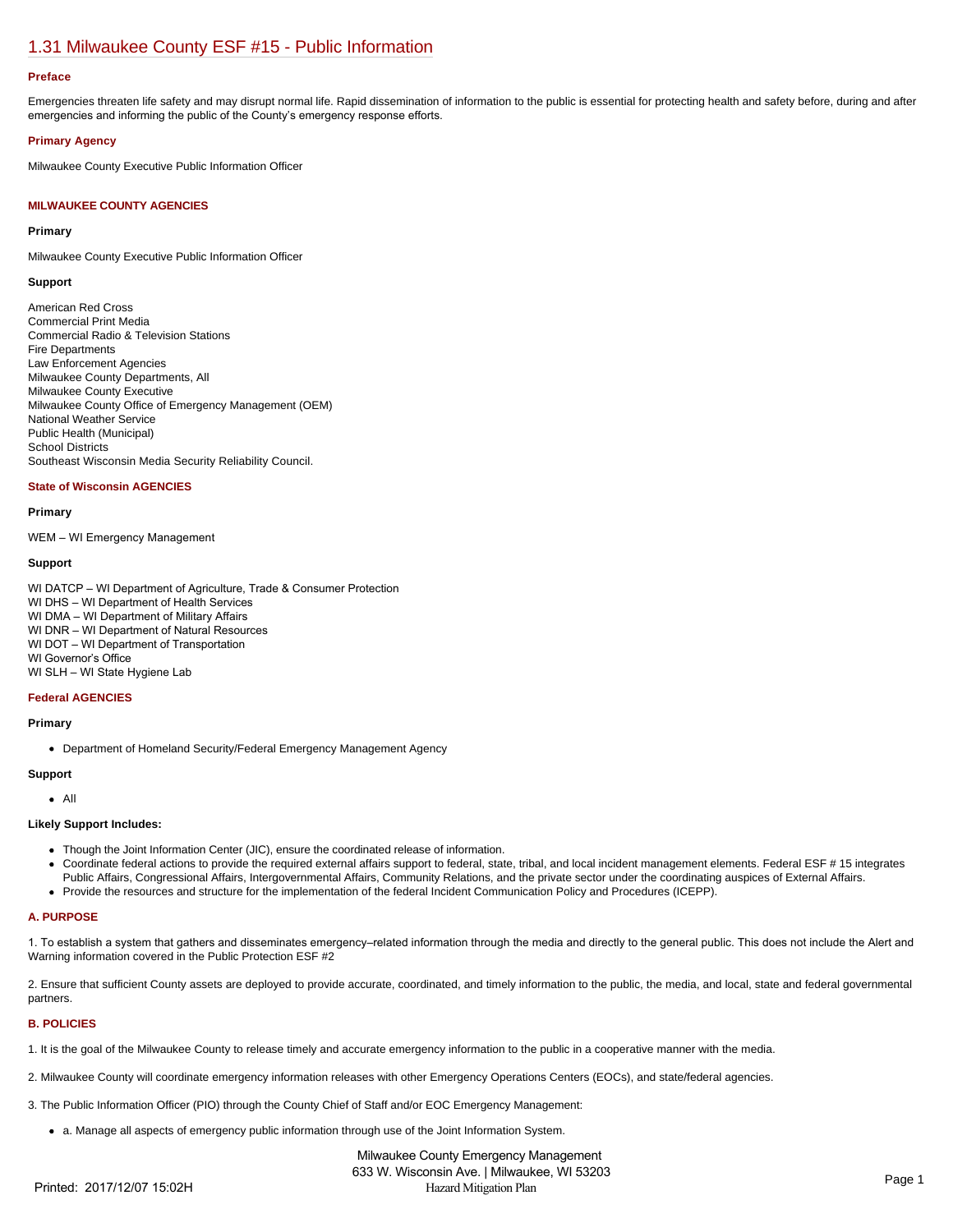# 1.31 Milwaukee County ESF #15 - Public Information

### Preface

Emergencies threaten life safety and may disrupt normal life. Rapid dissemination of information to the public is essential for protecting health and safety before, during and after emergencies and informing the public of the County's emergency response efforts.

### Primary Agency

Milwaukee County Executive Public Information Officer

### MILWAUKEE COUNTY AGENCIES

**Primary**

Milwaukee County Executive Public Information Officer

**Support**

American Red Cross
Commercial Print Media
Commercial Radio & Television Stations
Fire Departments
Law Enforcement Agencies
Milwaukee County Departments, All
Milwaukee County Executive
Milwaukee County Office of Emergency Management (OEM)
National Weather Service
Public Health (Municipal)
School Districts
Southeast Wisconsin Media Security Reliability Council.

### State of Wisconsin AGENCIES

**Primary**

WEM – WI Emergency Management

**Support**

WI DATCP – WI Department of Agriculture, Trade & Consumer Protection
WI DHS – WI Department of Health Services
WI DMA – WI Department of Military Affairs
WI DNR – WI Department of Natural Resources
WI DOT – WI Department of Transportation
WI Governor's Office
WI SLH – WI State Hygiene Lab

### Federal AGENCIES

**Primary**

- Department of Homeland Security/Federal Emergency Management Agency

**Support**

- All

**Likely Support Includes:**

- Though the Joint Information Center (JIC), ensure the coordinated release of information.
- Coordinate federal actions to provide the required external affairs support to federal, state, tribal, and local incident management elements. Federal ESF # 15 integrates Public Affairs, Congressional Affairs, Intergovernmental Affairs, Community Relations, and the private sector under the coordinating auspices of External Affairs.
- Provide the resources and structure for the implementation of the federal Incident Communication Policy and Procedures (ICEPP).

### A. PURPOSE

1. To establish a system that gathers and disseminates emergency–related information through the media and directly to the general public. This does not include the Alert and Warning information covered in the Public Protection ESF #2

2. Ensure that sufficient County assets are deployed to provide accurate, coordinated, and timely information to the public, the media, and local, state and federal governmental partners.

### B. POLICIES

1. It is the goal of the Milwaukee County to release timely and accurate emergency information to the public in a cooperative manner with the media.

2. Milwaukee County will coordinate emergency information releases with other Emergency Operations Centers (EOCs), and state/federal agencies.

3. The Public Information Officer (PIO) through the County Chief of Staff and/or EOC Emergency Management:

- a. Manage all aspects of emergency public information through use of the Joint Information System.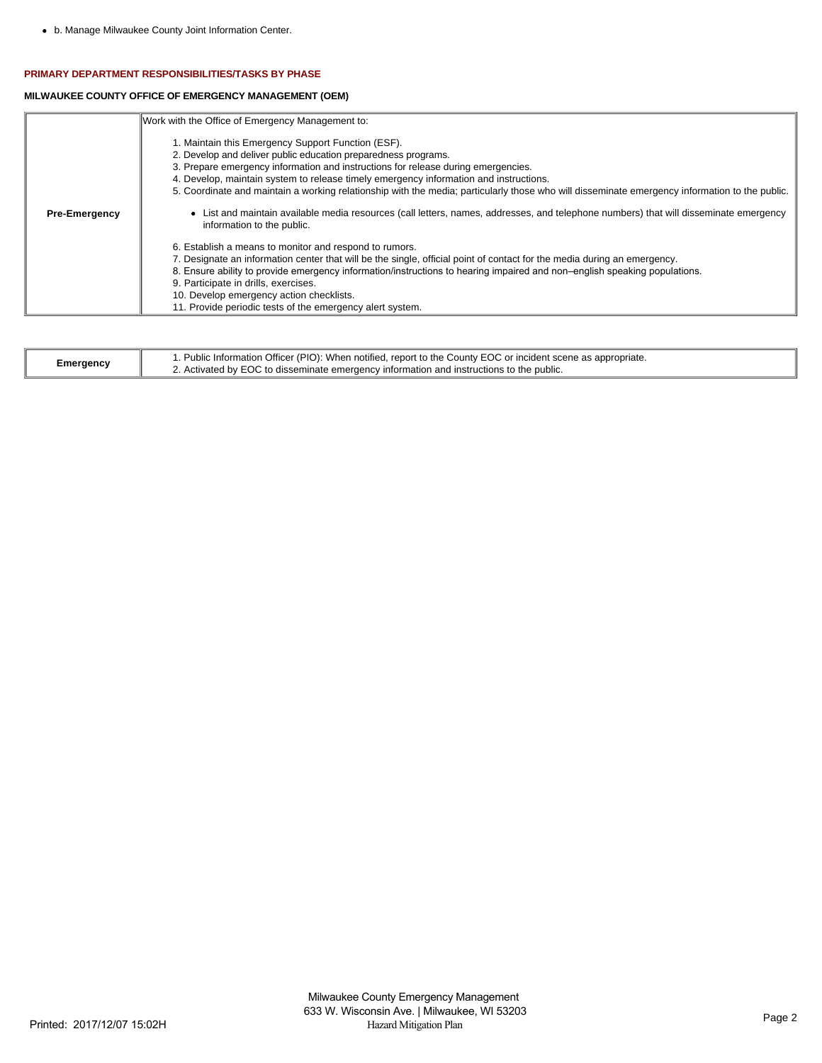- b. Manage Milwaukee County Joint Information Center.

### PRIMARY DEPARTMENT RESPONSIBILITIES/TASKS BY PHASE

#### MILWAUKEE COUNTY OFFICE OF EMERGENCY MANAGEMENT (OEM)

| | |
|---|---|
| **Pre-Emergency** | Work with the Office of Emergency Management to:<br><br>1. Maintain this Emergency Support Function (ESF).<br>2. Develop and deliver public education preparedness programs.<br>3. Prepare emergency information and instructions for release during emergencies.<br>4. Develop, maintain system to release timely emergency information and instructions.<br>5. Coordinate and maintain a working relationship with the media; particularly those who will disseminate emergency information to the public.<br><br>• List and maintain available media resources (call letters, names, addresses, and telephone numbers) that will disseminate emergency information to the public.<br><br>6. Establish a means to monitor and respond to rumors.<br>7. Designate an information center that will be the single, official point of contact for the media during an emergency.<br>8. Ensure ability to provide emergency information/instructions to hearing impaired and non–english speaking populations.<br>9. Participate in drills, exercises.<br>10. Develop emergency action checklists.<br>11. Provide periodic tests of the emergency alert system. |

| | |
|---|---|
| **Emergency** | 1. Public Information Officer (PIO): When notified, report to the County EOC or incident scene as appropriate.<br>2. Activated by EOC to disseminate emergency information and instructions to the public. |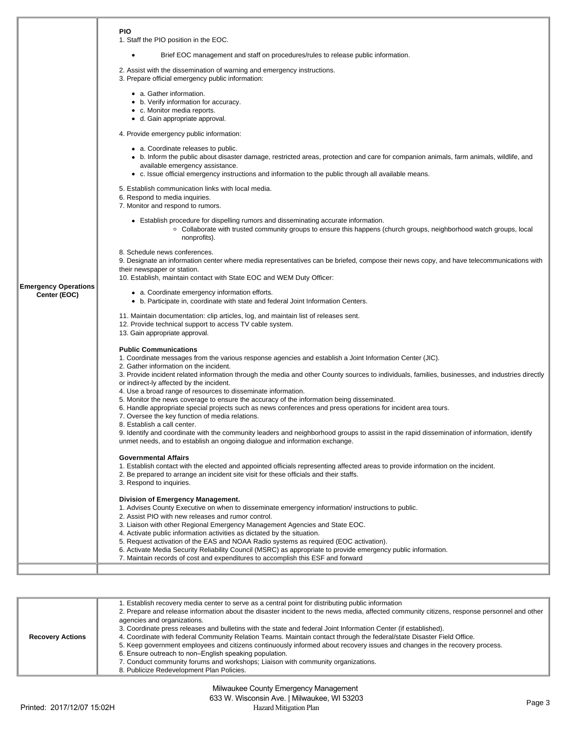| | |
|---|---|
| **Emergency Operations Center (EOC)** | **PIO**<br>1. Staff the PIO position in the EOC.<br>• Brief EOC management and staff on procedures/rules to release public information.<br>2. Assist with the dissemination of warning and emergency instructions.<br>3. Prepare official emergency public information:<br>• a. Gather information.<br>• b. Verify information for accuracy.<br>• c. Monitor media reports.<br>• d. Gain appropriate approval.<br>4. Provide emergency public information:<br>• a. Coordinate releases to public.<br>• b. Inform the public about disaster damage, restricted areas, protection and care for companion animals, farm animals, wildlife, and available emergency assistance.<br>• c. Issue official emergency instructions and information to the public through all available means.<br>5. Establish communication links with local media.<br>6. Respond to media inquiries.<br>7. Monitor and respond to rumors.<br>• Establish procedure for dispelling rumors and disseminating accurate information.<br>◦ Collaborate with trusted community groups to ensure this happens (church groups, neighborhood watch groups, local nonprofits).<br>8. Schedule news conferences.<br>9. Designate an information center where media representatives can be briefed, compose their news copy, and have telecommunications with their newspaper or station.<br>10. Establish, maintain contact with State EOC and WEM Duty Officer:<br>• a. Coordinate emergency information efforts.<br>• b. Participate in, coordinate with state and federal Joint Information Centers.<br>11. Maintain documentation: clip articles, log, and maintain list of releases sent.<br>12. Provide technical support to access TV cable system.<br>13. Gain appropriate approval.<br><br>**Public Communications**<br>1. Coordinate messages from the various response agencies and establish a Joint Information Center (JIC).<br>2. Gather information on the incident.<br>3. Provide incident related information through the media and other County sources to individuals, families, businesses, and industries directly or indirect-ly affected by the incident.<br>4. Use a broad range of resources to disseminate information.<br>5. Monitor the news coverage to ensure the accuracy of the information being disseminated.<br>6. Handle appropriate special projects such as news conferences and press operations for incident area tours.<br>7. Oversee the key function of media relations.<br>8. Establish a call center.<br>9. Identify and coordinate with the community leaders and neighborhood groups to assist in the rapid dissemination of information, identify unmet needs, and to establish an ongoing dialogue and information exchange.<br><br>**Governmental Affairs**<br>1. Establish contact with the elected and appointed officials representing affected areas to provide information on the incident.<br>2. Be prepared to arrange an incident site visit for these officials and their staffs.<br>3. Respond to inquiries.<br><br>**Division of Emergency Management.**<br>1. Advises County Executive on when to disseminate emergency information/ instructions to public.<br>2. Assist PIO with new releases and rumor control.<br>3. Liaison with other Regional Emergency Management Agencies and State EOC.<br>4. Activate public information activities as dictated by the situation.<br>5. Request activation of the EAS and NOAA Radio systems as required (EOC activation).<br>6. Activate Media Security Reliability Council (MSRC) as appropriate to provide emergency public information.<br>7. Maintain records of cost and expenditures to accomplish this ESF and forward |
| | |

| | |
|---|---|
| **Recovery Actions** | 1. Establish recovery media center to serve as a central point for distributing public information<br>2. Prepare and release information about the disaster incident to the news media, affected community citizens, response personnel and other agencies and organizations.<br>3. Coordinate press releases and bulletins with the state and federal Joint Information Center (if established).<br>4. Coordinate with federal Community Relation Teams. Maintain contact through the federal/state Disaster Field Office.<br>5. Keep government employees and citizens continuously informed about recovery issues and changes in the recovery process.<br>6. Ensure outreach to non–English speaking population.<br>7. Conduct community forums and workshops; Liaison with community organizations.<br>8. Publicize Redevelopment Plan Policies. |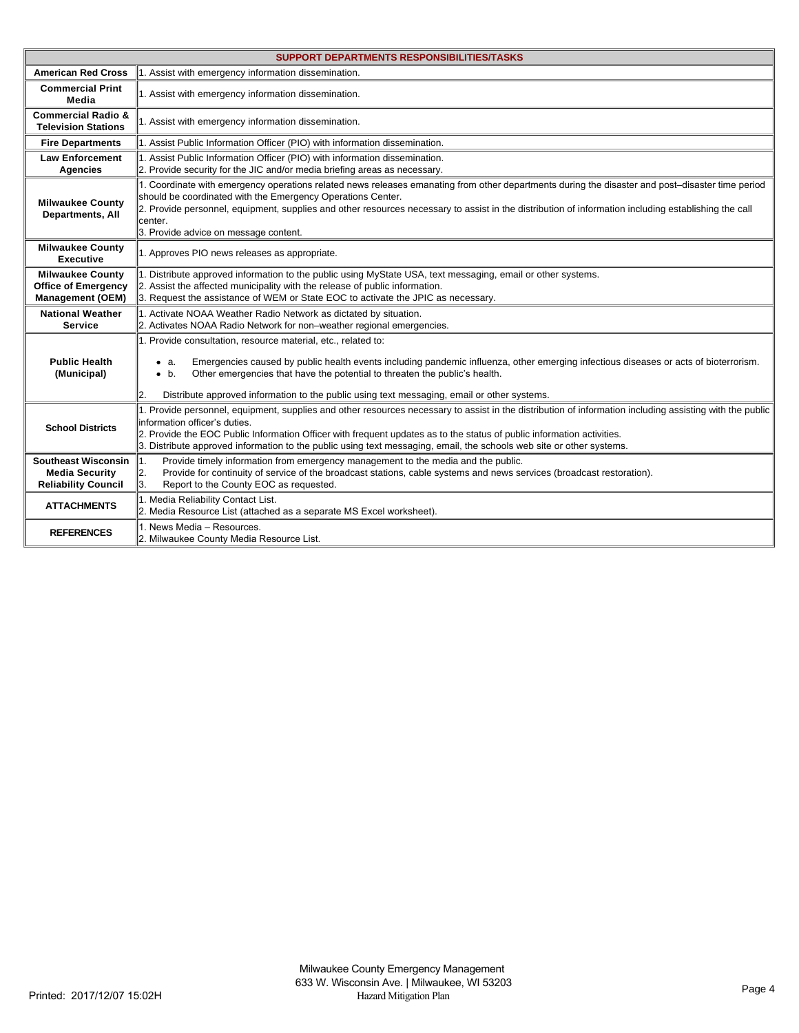| SUPPORT DEPARTMENTS RESPONSIBILITIES/TASKS | |
|---|---|
| **American Red Cross** | 1. Assist with emergency information dissemination. |
| **Commercial Print Media** | 1. Assist with emergency information dissemination. |
| **Commercial Radio & Television Stations** | 1. Assist with emergency information dissemination. |
| **Fire Departments** | 1. Assist Public Information Officer (PIO) with information dissemination. |
| **Law Enforcement Agencies** | 1. Assist Public Information Officer (PIO) with information dissemination.<br>2. Provide security for the JIC and/or media briefing areas as necessary. |
| **Milwaukee County Departments, All** | 1. Coordinate with emergency operations related news releases emanating from other departments during the disaster and post–disaster time period should be coordinated with the Emergency Operations Center.<br>2. Provide personnel, equipment, supplies and other resources necessary to assist in the distribution of information including establishing the call center.<br>3. Provide advice on message content. |
| **Milwaukee County Executive** | 1. Approves PIO news releases as appropriate. |
| **Milwaukee County Office of Emergency Management (OEM)** | 1. Distribute approved information to the public using MyState USA, text messaging, email or other systems.<br>2. Assist the affected municipality with the release of public information.<br>3. Request the assistance of WEM or State EOC to activate the JPIC as necessary. |
| **National Weather Service** | 1. Activate NOAA Weather Radio Network as dictated by situation.<br>2. Activates NOAA Radio Network for non–weather regional emergencies. |
| **Public Health (Municipal)** | 1. Provide consultation, resource material, etc., related to:<br>• a. Emergencies caused by public health events including pandemic influenza, other emerging infectious diseases or acts of bioterrorism.<br>• b. Other emergencies that have the potential to threaten the public's health.<br>2. Distribute approved information to the public using text messaging, email or other systems. |
| **School Districts** | 1. Provide personnel, equipment, supplies and other resources necessary to assist in the distribution of information including assisting with the public information officer's duties.<br>2. Provide the EOC Public Information Officer with frequent updates as to the status of public information activities.<br>3. Distribute approved information to the public using text messaging, email, the schools web site or other systems. |
| **Southeast Wisconsin Media Security Reliability Council** | 1. Provide timely information from emergency management to the media and the public.<br>2. Provide for continuity of service of the broadcast stations, cable systems and news services (broadcast restoration).<br>3. Report to the County EOC as requested. |
| **ATTACHMENTS** | 1. Media Reliability Contact List.<br>2. Media Resource List (attached as a separate MS Excel worksheet). |
| **REFERENCES** | 1. News Media – Resources.<br>2. Milwaukee County Media Resource List. |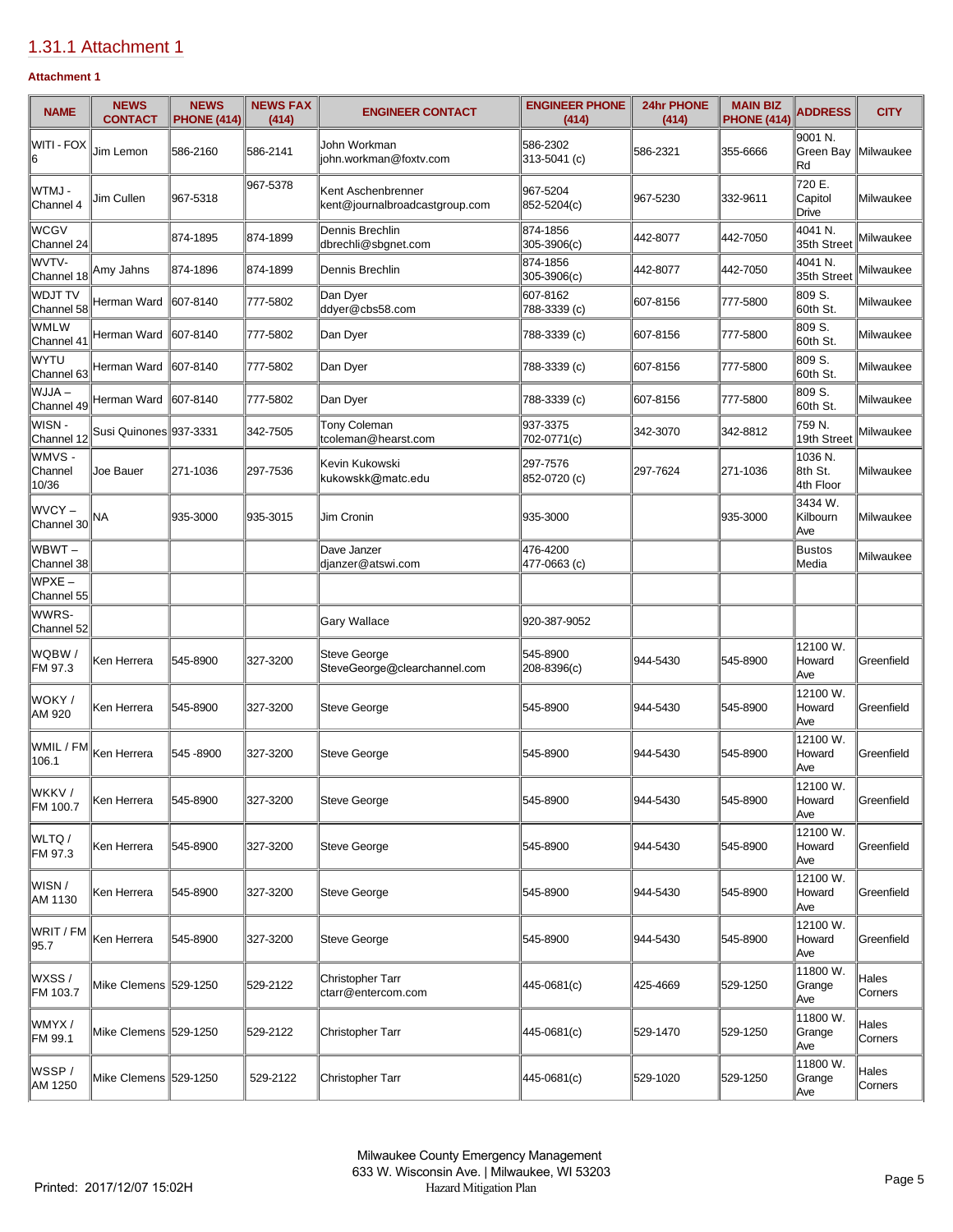## 1.31.1 Attachment 1

**Attachment 1**

| NAME | NEWS CONTACT | NEWS PHONE (414) | NEWS FAX (414) | ENGINEER CONTACT | ENGINEER PHONE (414) | 24hr PHONE (414) | MAIN BIZ PHONE (414) | ADDRESS | CITY |
|---|---|---|---|---|---|---|---|---|---|
| WITI - FOX 6 | Jim Lemon | 586-2160 | 586-2141 | John Workman john.workman@foxtv.com | 586-2302 313-5041 (c) | 586-2321 | 355-6666 | 9001 N. Green Bay Rd | Milwaukee |
| WTMJ - Channel 4 | Jim Cullen | 967-5318 | 967-5378 | Kent Aschenbrenner kent@journalbroadcastgroup.com | 967-5204 852-5204(c) | 967-5230 | 332-9611 | 720 E. Capitol Drive | Milwaukee |
| WCGV Channel 24 | | 874-1895 | 874-1899 | Dennis Brechlin dbrechli@sbgnet.com | 874-1856 305-3906(c) | 442-8077 | 442-7050 | 4041 N. 35th Street | Milwaukee |
| WVTV-Channel 18 | Amy Jahns | 874-1896 | 874-1899 | Dennis Brechlin | 874-1856 305-3906(c) | 442-8077 | 442-7050 | 4041 N. 35th Street | Milwaukee |
| WDJT TV Channel 58 | Herman Ward | 607-8140 | 777-5802 | Dan Dyer ddyer@cbs58.com | 607-8162 788-3339 (c) | 607-8156 | 777-5800 | 809 S. 60th St. | Milwaukee |
| WMLW Channel 41 | Herman Ward | 607-8140 | 777-5802 | Dan Dyer | 788-3339 (c) | 607-8156 | 777-5800 | 809 S. 60th St. | Milwaukee |
| WYTU Channel 63 | Herman Ward | 607-8140 | 777-5802 | Dan Dyer | 788-3339 (c) | 607-8156 | 777-5800 | 809 S. 60th St. | Milwaukee |
| WJJA – Channel 49 | Herman Ward | 607-8140 | 777-5802 | Dan Dyer | 788-3339 (c) | 607-8156 | 777-5800 | 809 S. 60th St. | Milwaukee |
| WISN - Channel 12 | Susi Quinones | 937-3331 | 342-7505 | Tony Coleman tcoleman@hearst.com | 937-3375 702-0771(c) | 342-3070 | 342-8812 | 759 N. 19th Street | Milwaukee |
| WMVS - Channel 10/36 | Joe Bauer | 271-1036 | 297-7536 | Kevin Kukowski kukowskk@matc.edu | 297-7576 852-0720 (c) | 297-7624 | 271-1036 | 1036 N. 8th St. 4th Floor | Milwaukee |
| WVCY – Channel 30 | NA | 935-3000 | 935-3015 | Jim Cronin | 935-3000 | | 935-3000 | 3434 W. Kilbourn Ave | Milwaukee |
| WBWT – Channel 38 | | | | Dave Janzer djanzer@atswi.com | 476-4200 477-0663 (c) | | | Bustos Media | Milwaukee |
| WPXE – Channel 55 | | | | | | | | | |
| WWRS-Channel 52 | | | | Gary Wallace | 920-387-9052 | | | | |
| WQBW / FM 97.3 | Ken Herrera | 545-8900 | 327-3200 | Steve George SteveGeorge@clearchannel.com | 545-8900 208-8396(c) | 944-5430 | 545-8900 | 12100 W. Howard Ave | Greenfield |
| WOKY / AM 920 | Ken Herrera | 545-8900 | 327-3200 | Steve George | 545-8900 | 944-5430 | 545-8900 | 12100 W. Howard Ave | Greenfield |
| WMIL / FM 106.1 | Ken Herrera | 545 -8900 | 327-3200 | Steve George | 545-8900 | 944-5430 | 545-8900 | 12100 W. Howard Ave | Greenfield |
| WKKV / FM 100.7 | Ken Herrera | 545-8900 | 327-3200 | Steve George | 545-8900 | 944-5430 | 545-8900 | 12100 W. Howard Ave | Greenfield |
| WLTQ / FM 97.3 | Ken Herrera | 545-8900 | 327-3200 | Steve George | 545-8900 | 944-5430 | 545-8900 | 12100 W. Howard Ave | Greenfield |
| WISN / AM 1130 | Ken Herrera | 545-8900 | 327-3200 | Steve George | 545-8900 | 944-5430 | 545-8900 | 12100 W. Howard Ave | Greenfield |
| WRIT / FM 95.7 | Ken Herrera | 545-8900 | 327-3200 | Steve George | 545-8900 | 944-5430 | 545-8900 | 12100 W. Howard Ave | Greenfield |
| WXSS / FM 103.7 | Mike Clemens | 529-1250 | 529-2122 | Christopher Tarr ctarr@entercom.com | 445-0681(c) | 425-4669 | 529-1250 | 11800 W. Grange Ave | Hales Corners |
| WMYX / FM 99.1 | Mike Clemens | 529-1250 | 529-2122 | Christopher Tarr | 445-0681(c) | 529-1470 | 529-1250 | 11800 W. Grange Ave | Hales Corners |
| WSSP / AM 1250 | Mike Clemens | 529-1250 | 529-2122 | Christopher Tarr | 445-0681(c) | 529-1020 | 529-1250 | 11800 W. Grange Ave | Hales Corners |

Milwaukee County Emergency Management
633 W. Wisconsin Ave. | Milwaukee, WI 53203
Hazard Mitigation Plan

Printed: 2017/12/07 15:02H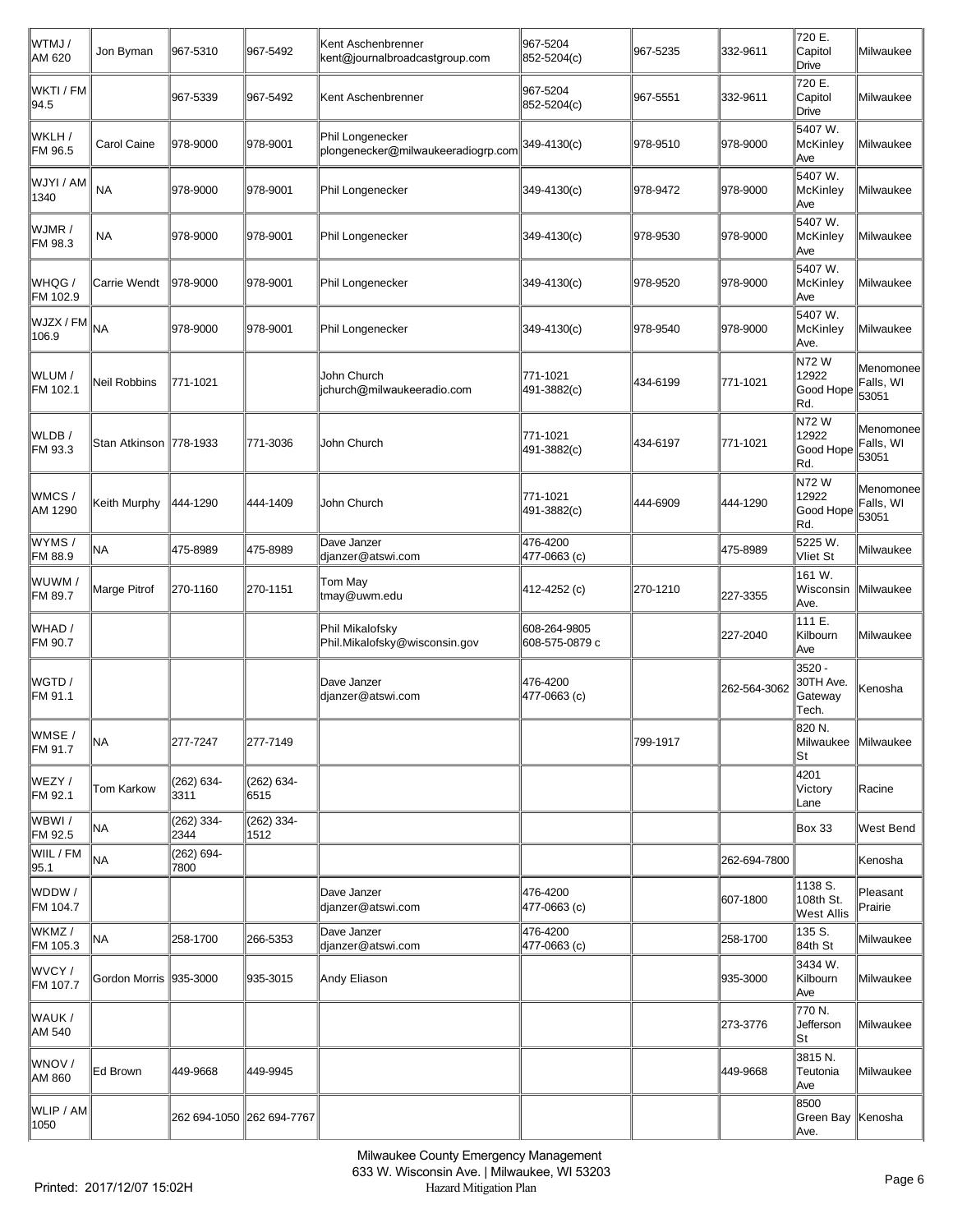| WTMJ / AM 620 | Jon Byman | 967-5310 | 967-5492 | Kent Aschenbrenner kent@journalbroadcastgroup.com | 967-5204 852-5204(c) | 967-5235 | 332-9611 | 720 E. Capitol Drive | Milwaukee |
|---|---|---|---|---|---|---|---|---|---|
| WKTI / FM 94.5 | | 967-5339 | 967-5492 | Kent Aschenbrenner | 967-5204 852-5204(c) | 967-5551 | 332-9611 | 720 E. Capitol Drive | Milwaukee |
| WKLH / FM 96.5 | Carol Caine | 978-9000 | 978-9001 | Phil Longenecker plongenecker@milwaukeeradiogrp.com | 349-4130(c) | 978-9510 | 978-9000 | 5407 W. McKinley Ave | Milwaukee |
| WJYI / AM 1340 | NA | 978-9000 | 978-9001 | Phil Longenecker | 349-4130(c) | 978-9472 | 978-9000 | 5407 W. McKinley Ave | Milwaukee |
| WJMR / FM 98.3 | NA | 978-9000 | 978-9001 | Phil Longenecker | 349-4130(c) | 978-9530 | 978-9000 | 5407 W. McKinley Ave | Milwaukee |
| WHQG / FM 102.9 | Carrie Wendt | 978-9000 | 978-9001 | Phil Longenecker | 349-4130(c) | 978-9520 | 978-9000 | 5407 W. McKinley Ave | Milwaukee |
| WJZX / FM 106.9 | NA | 978-9000 | 978-9001 | Phil Longenecker | 349-4130(c) | 978-9540 | 978-9000 | 5407 W. McKinley Ave. | Milwaukee |
| WLUM / FM 102.1 | Neil Robbins | 771-1021 | | John Church jchurch@milwaukeeradio.com | 771-1021 491-3882(c) | 434-6199 | 771-1021 | N72 W 12922 Good Hope Rd. | Menomonee Falls, WI 53051 |
| WLDB / FM 93.3 | Stan Atkinson | 778-1933 | 771-3036 | John Church | 771-1021 491-3882(c) | 434-6197 | 771-1021 | N72 W 12922 Good Hope Rd. | Menomonee Falls, WI 53051 |
| WMCS / AM 1290 | Keith Murphy | 444-1290 | 444-1409 | John Church | 771-1021 491-3882(c) | 444-6909 | 444-1290 | N72 W 12922 Good Hope Rd. | Menomonee Falls, WI 53051 |
| WYMS / FM 88.9 | NA | 475-8989 | 475-8989 | Dave Janzer djanzer@atswi.com | 476-4200 477-0663 (c) | | 475-8989 | 5225 W. Vliet St | Milwaukee |
| WUWM / FM 89.7 | Marge Pitrof | 270-1160 | 270-1151 | Tom May tmay@uwm.edu | 412-4252 (c) | 270-1210 | 227-3355 | 161 W. Wisconsin Ave. | Milwaukee |
| WHAD / FM 90.7 | | | | Phil Mikalofsky Phil.Mikalofsky@wisconsin.gov | 608-264-9805 608-575-0879 c | | 227-2040 | 111 E. Kilbourn Ave | Milwaukee |
| WGTD / FM 91.1 | | | | Dave Janzer djanzer@atswi.com | 476-4200 477-0663 (c) | | 262-564-3062 | 3520 - 30TH Ave. Gateway Tech. | Kenosha |
| WMSE / FM 91.7 | NA | 277-7247 | 277-7149 | | | 799-1917 | | 820 N. Milwaukee St | Milwaukee |
| WEZY / FM 92.1 | Tom Karkow | (262) 634-3311 | (262) 634-6515 | | | | | 4201 Victory Lane | Racine |
| WBWI / FM 92.5 | NA | (262) 334-2344 | (262) 334-1512 | | | | | Box 33 | West Bend |
| WIIL / FM 95.1 | NA | (262) 694-7800 | | | | | 262-694-7800 | | Kenosha |
| WDDW / FM 104.7 | | | | Dave Janzer djanzer@atswi.com | 476-4200 477-0663 (c) | | 607-1800 | 1138 S. 108th St. West Allis | Pleasant Prairie |
| WKMZ / FM 105.3 | NA | 258-1700 | 266-5353 | Dave Janzer djanzer@atswi.com | 476-4200 477-0663 (c) | | 258-1700 | 135 S. 84th St | Milwaukee |
| WVCY / FM 107.7 | Gordon Morris | 935-3000 | 935-3015 | Andy Eliason | | | 935-3000 | 3434 W. Kilbourn Ave | Milwaukee |
| WAUK / AM 540 | | | | | | | 273-3776 | 770 N. Jefferson St | Milwaukee |
| WNOV / AM 860 | Ed Brown | 449-9668 | 449-9945 | | | | 449-9668 | 3815 N. Teutonia Ave | Milwaukee |
| WLIP / AM 1050 | | 262 694-1050 | 262 694-7767 | | | | | 8500 Green Bay Ave. | Kenosha |

Milwaukee County Emergency Management
633 W. Wisconsin Ave. | Milwaukee, WI 53203
Hazard Mitigation Plan

Printed: 2017/12/07 15:02H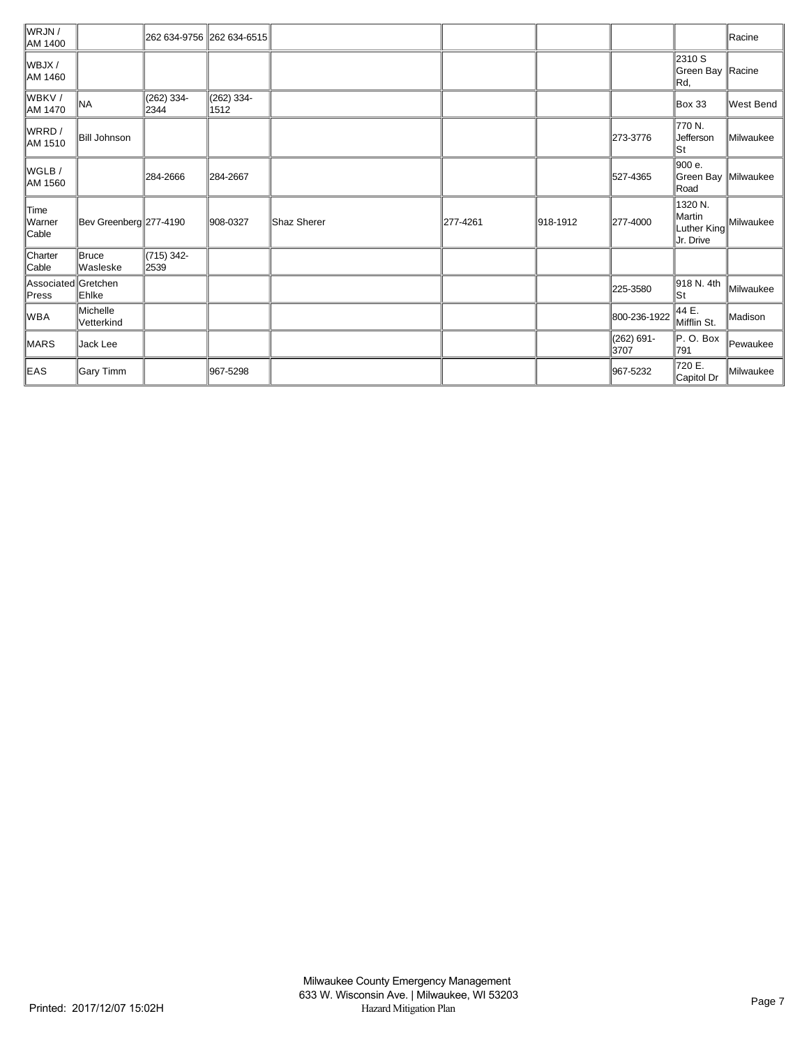| | | | | | | | | | |
|---|---|---|---|---|---|---|---|---|---|
| WRJN / AM 1400 | | 262 634-9756 | 262 634-6515 | | | | | | Racine |
| WBJX / AM 1460 | | | | | | | | 2310 S Green Bay Rd, | Racine |
| WBKV / AM 1470 | NA | (262) 334-2344 | (262) 334-1512 | | | | | Box 33 | West Bend |
| WRRD / AM 1510 | Bill Johnson | | | | | | 273-3776 | 770 N. Jefferson St | Milwaukee |
| WGLB / AM 1560 | | 284-2666 | 284-2667 | | | | 527-4365 | 900 e. Green Bay Road | Milwaukee |
| Time Warner Cable | Bev Greenberg | 277-4190 | 908-0327 | Shaz Sherer | 277-4261 | 918-1912 | 277-4000 | 1320 N. Martin Luther King Jr. Drive | Milwaukee |
| Charter Cable | Bruce Wasleske | (715) 342-2539 | | | | | | | |
| Associated Press | Gretchen Ehlke | | | | | | 225-3580 | 918 N. 4th St | Milwaukee |
| WBA | Michelle Vetterkind | | | | | | 800-236-1922 | 44 E. Mifflin St. | Madison |
| MARS | Jack Lee | | | | | | (262) 691-3707 | P. O. Box 791 | Pewaukee |
| EAS | Gary Timm | | 967-5298 | | | | 967-5232 | 720 E. Capitol Dr | Milwaukee |

Printed: 2017/12/07 15:02H

Milwaukee County Emergency Management
633 W. Wisconsin Ave. | Milwaukee, WI 53203
Hazard Mitigation Plan